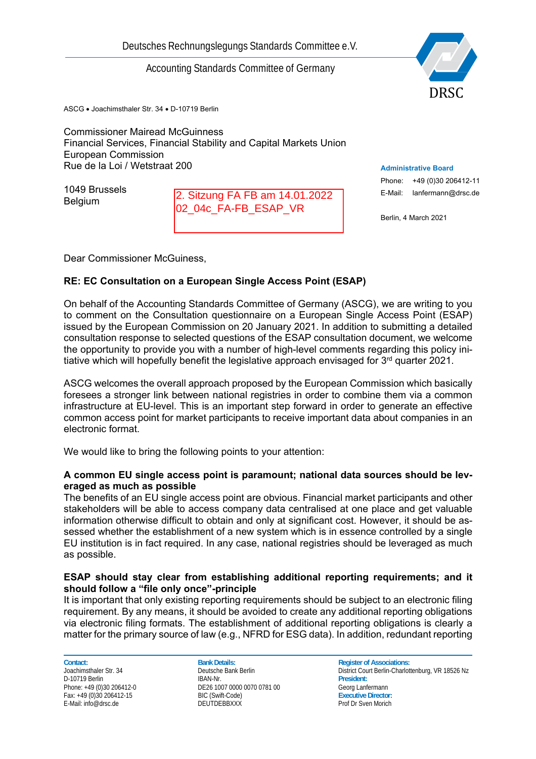Deutsches Rechnungslegungs Standards Committee e.V.

Accounting Standards Committee of Germany

DRSC

ASCG • Joachimsthaler Str. 34 • D-10719 Berlin

Commissioner Mairead McGuinness
Financial Services, Financial Stability and Capital Markets Union
European Commission
Rue de la Loi / Wetstraat 200

1049 Brussels
Belgium

2. Sitzung FA FB am 14.01.2022
02_04c_FA-FB_ESAP_VR

**Administrative Board**

Phone: +49 (0)30 206412-11
E-Mail: lanfermann@drsc.de

Berlin, 4 March 2021

Dear Commissioner McGuiness,

**RE: EC Consultation on a European Single Access Point (ESAP)**

On behalf of the Accounting Standards Committee of Germany (ASCG), we are writing to you to comment on the Consultation questionnaire on a European Single Access Point (ESAP) issued by the European Commission on 20 January 2021. In addition to submitting a detailed consultation response to selected questions of the ESAP consultation document, we welcome the opportunity to provide you with a number of high-level comments regarding this policy initiative which will hopefully benefit the legislative approach envisaged for 3rd quarter 2021.

ASCG welcomes the overall approach proposed by the European Commission which basically foresees a stronger link between national registries in order to combine them via a common infrastructure at EU-level. This is an important step forward in order to generate an effective common access point for market participants to receive important data about companies in an electronic format.

We would like to bring the following points to your attention:

**A common EU single access point is paramount; national data sources should be leveraged as much as possible**

The benefits of an EU single access point are obvious. Financial market participants and other stakeholders will be able to access company data centralised at one place and get valuable information otherwise difficult to obtain and only at significant cost. However, it should be assessed whether the establishment of a new system which is in essence controlled by a single EU institution is in fact required. In any case, national registries should be leveraged as much as possible.

**ESAP should stay clear from establishing additional reporting requirements; and it should follow a "file only once"-principle**

It is important that only existing reporting requirements should be subject to an electronic filing requirement. By any means, it should be avoided to create any additional reporting obligations via electronic filing formats. The establishment of additional reporting obligations is clearly a matter for the primary source of law (e.g., NFRD for ESG data). In addition, redundant reporting

**Contact:**
Joachimsthaler Str. 34
D-10719 Berlin
Phone: +49 (0)30 206412-0
Fax: +49 (0)30 206412-15
E-Mail: info@drsc.de

**Bank Details:**
Deutsche Bank Berlin
IBAN-Nr.
DE26 1007 0000 0070 0781 00
BIC (Swift-Code)
DEUTDEBBXXX

**Register of Associations:**
District Court Berlin-Charlottenburg, VR 18526 Nz
**President:**
Georg Lanfermann
**Executive Director:**
Prof Dr Sven Morich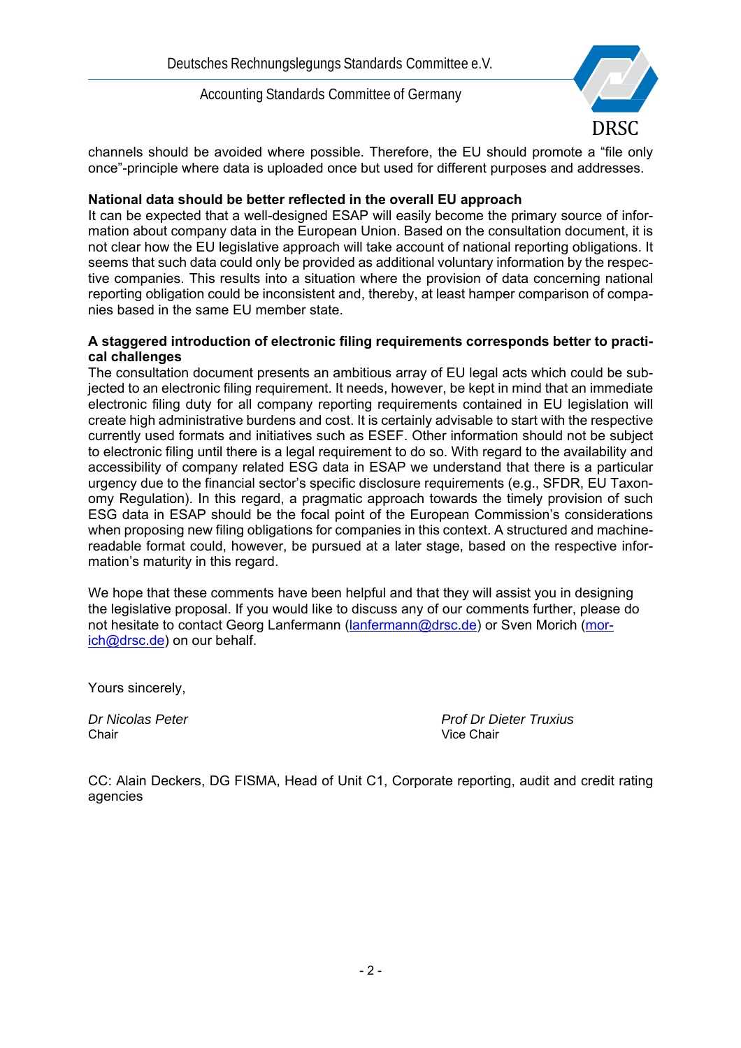channels should be avoided where possible. Therefore, the EU should promote a “file only once”-principle where data is uploaded once but used for different purposes and addresses.

**National data should be better reflected in the overall EU approach**

It can be expected that a well-designed ESAP will easily become the primary source of information about company data in the European Union. Based on the consultation document, it is not clear how the EU legislative approach will take account of national reporting obligations. It seems that such data could only be provided as additional voluntary information by the respective companies. This results into a situation where the provision of data concerning national reporting obligation could be inconsistent and, thereby, at least hamper comparison of companies based in the same EU member state.

**A staggered introduction of electronic filing requirements corresponds better to practical challenges**

The consultation document presents an ambitious array of EU legal acts which could be subjected to an electronic filing requirement. It needs, however, be kept in mind that an immediate electronic filing duty for all company reporting requirements contained in EU legislation will create high administrative burdens and cost. It is certainly advisable to start with the respective currently used formats and initiatives such as ESEF. Other information should not be subject to electronic filing until there is a legal requirement to do so. With regard to the availability and accessibility of company related ESG data in ESAP we understand that there is a particular urgency due to the financial sector’s specific disclosure requirements (e.g., SFDR, EU Taxonomy Regulation). In this regard, a pragmatic approach towards the timely provision of such ESG data in ESAP should be the focal point of the European Commission’s considerations when proposing new filing obligations for companies in this context. A structured and machine-readable format could, however, be pursued at a later stage, based on the respective information’s maturity in this regard.

We hope that these comments have been helpful and that they will assist you in designing the legislative proposal. If you would like to discuss any of our comments further, please do not hesitate to contact Georg Lanfermann (lanfermann@drsc.de) or Sven Morich (morich@drsc.de) on our behalf.

Yours sincerely,

*Dr Nicolas Peter*
Chair

*Prof Dr Dieter Truxius*
Vice Chair

CC: Alain Deckers, DG FISMA, Head of Unit C1, Corporate reporting, audit and credit rating agencies